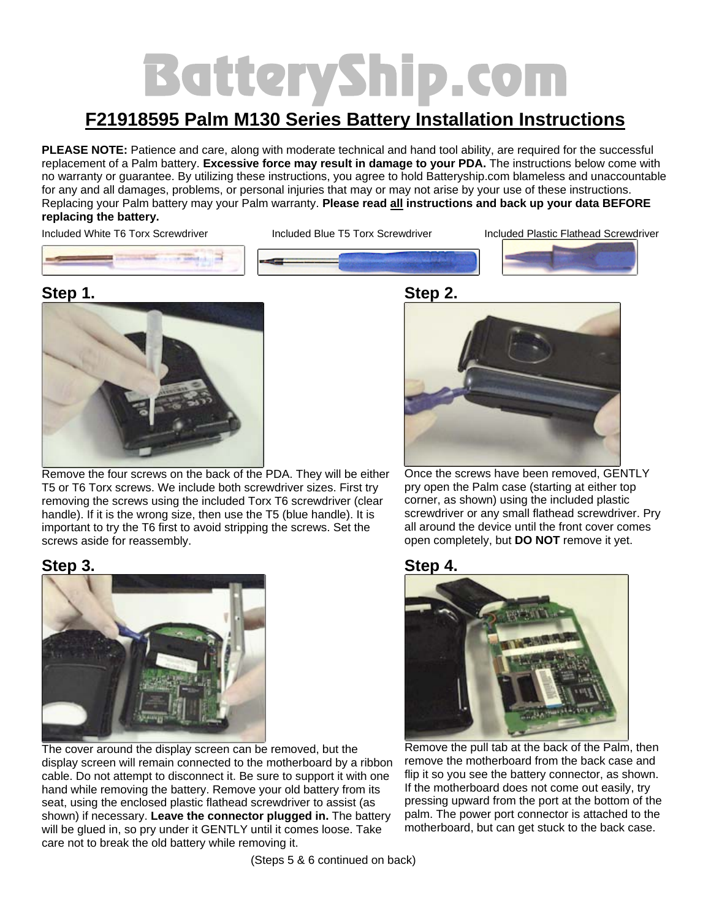# BatteryShip.com

## F21918595 Palm M130 Series Battery Installation Instructions

**PLEASE NOTE:** Patience and care, along with moderate technical and hand tool ability, are required for the successful replacement of a Palm battery. **Excessive force may result in damage to your PDA.** The instructions below come with no warranty or guarantee. By utilizing these instructions, you agree to hold Batteryship.com blameless and unaccountable for any and all damages, problems, or personal injuries that may or may not arise by your use of these instructions. Replacing your Palm battery may your Palm warranty. **Please read all instructions and back up your data BEFORE replacing the battery.**

Included White T6 Torx Screwdriver

Included Blue T5 Torx Screwdriver

Included Plastic Flathead Screwdriver

### Step 1.

Remove the four screws on the back of the PDA. They will be either T5 or T6 Torx screws. We include both screwdriver sizes. First try removing the screws using the included Torx T6 screwdriver (clear handle). If it is the wrong size, then use the T5 (blue handle). It is important to try the T6 first to avoid stripping the screws. Set the screws aside for reassembly.

### Step 2.

Once the screws have been removed, GENTLY pry open the Palm case (starting at either top corner, as shown) using the included plastic screwdriver or any small flathead screwdriver. Pry all around the device until the front cover comes open completely, but **DO NOT** remove it yet.

### Step 3.

The cover around the display screen can be removed, but the display screen will remain connected to the motherboard by a ribbon cable. Do not attempt to disconnect it. Be sure to support it with one hand while removing the battery. Remove your old battery from its seat, using the enclosed plastic flathead screwdriver to assist (as shown) if necessary. **Leave the connector plugged in.** The battery will be glued in, so pry under it GENTLY until it comes loose. Take care not to break the old battery while removing it.

### Step 4.

Remove the pull tab at the back of the Palm, then remove the motherboard from the back case and flip it so you see the battery connector, as shown. If the motherboard does not come out easily, try pressing upward from the port at the bottom of the palm. The power port connector is attached to the motherboard, but can get stuck to the back case.

(Steps 5 & 6 continued on back)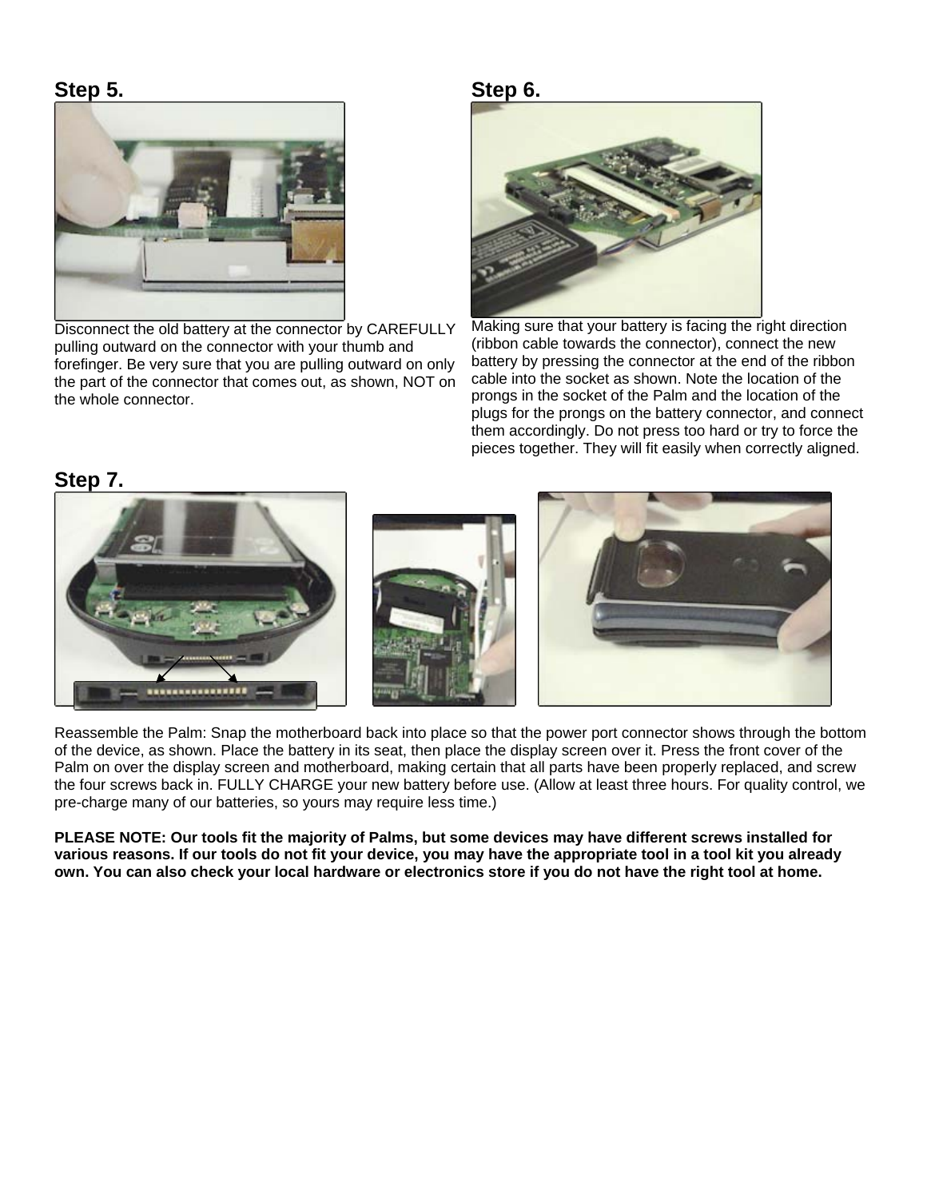## Step 5.

Disconnect the old battery at the connector by CAREFULLY pulling outward on the connector with your thumb and forefinger. Be very sure that you are pulling outward on only the part of the connector that comes out, as shown, NOT on the whole connector.

## Step 6.

Making sure that your battery is facing the right direction (ribbon cable towards the connector), connect the new battery by pressing the connector at the end of the ribbon cable into the socket as shown. Note the location of the prongs in the socket of the Palm and the location of the plugs for the prongs on the battery connector, and connect them accordingly. Do not press too hard or try to force the pieces together. They will fit easily when correctly aligned.

## Step 7.

Reassemble the Palm: Snap the motherboard back into place so that the power port connector shows through the bottom of the device, as shown. Place the battery in its seat, then place the display screen over it. Press the front cover of the Palm on over the display screen and motherboard, making certain that all parts have been properly replaced, and screw the four screws back in. FULLY CHARGE your new battery before use. (Allow at least three hours. For quality control, we pre-charge many of our batteries, so yours may require less time.)

**PLEASE NOTE: Our tools fit the majority of Palms, but some devices may have different screws installed for various reasons. If our tools do not fit your device, you may have the appropriate tool in a tool kit you already own. You can also check your local hardware or electronics store if you do not have the right tool at home.**